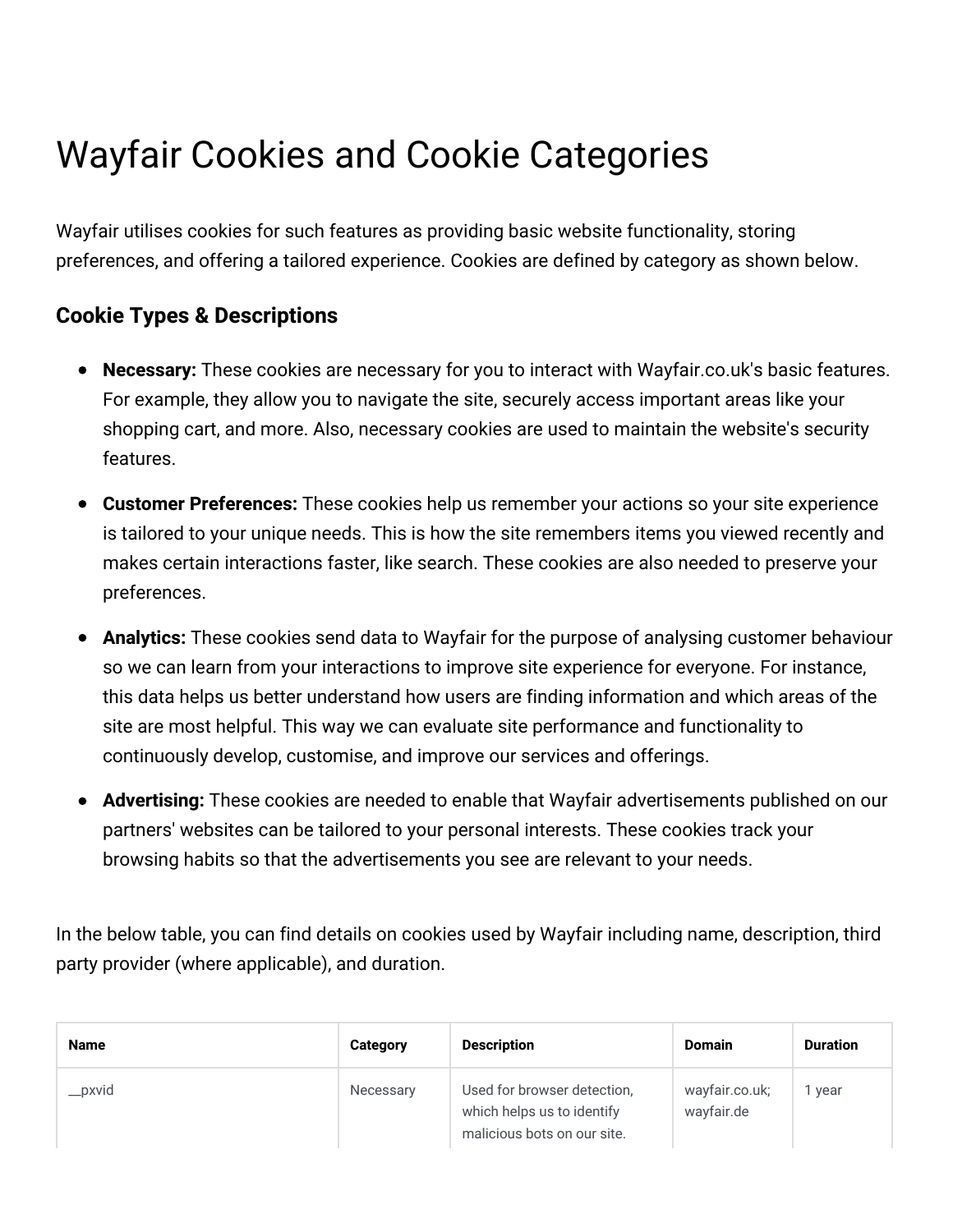# Wayfair Cookies and Cookie Categories

Wayfair utilises cookies for such features as providing basic website functionality, storing preferences, and offering a tailored experience. Cookies are defined by category as shown below.

### Cookie Types & Descriptions

- **Necessary:** These cookies are necessary for you to interact with Wayfair.co.uk's basic features. For example, they allow you to navigate the site, securely access important areas like your shopping cart, and more. Also, necessary cookies are used to maintain the website's security features.
- **Customer Preferences:** These cookies help us remember your actions so your site experience is tailored to your unique needs. This is how the site remembers items you viewed recently and makes certain interactions faster, like search. These cookies are also needed to preserve your preferences.
- **Analytics:** These cookies send data to Wayfair for the purpose of analysing customer behaviour so we can learn from your interactions to improve site experience for everyone. For instance, this data helps us better understand how users are finding information and which areas of the site are most helpful. This way we can evaluate site performance and functionality to continuously develop, customise, and improve our services and offerings.
- **Advertising:** These cookies are needed to enable that Wayfair advertisements published on our partners' websites can be tailored to your personal interests. These cookies track your browsing habits so that the advertisements you see are relevant to your needs.

In the below table, you can find details on cookies used by Wayfair including name, description, third party provider (where applicable), and duration.

| Name | Category | Description | Domain | Duration |
| --- | --- | --- | --- | --- |
| __pxvid | Necessary | Used for browser detection, which helps us to identify malicious bots on our site. | wayfair.co.uk; wayfair.de | 1 year |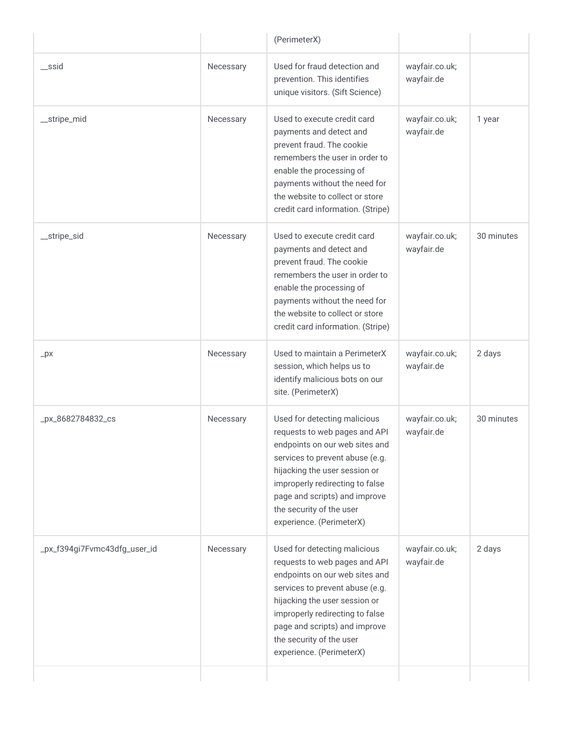| | | (PerimeterX) | | |
|---|---|---|---|---|
| __ssid | Necessary | Used for fraud detection and prevention. This identifies unique visitors. (Sift Science) | wayfair.co.uk; wayfair.de | |
| __stripe_mid | Necessary | Used to execute credit card payments and detect and prevent fraud. The cookie remembers the user in order to enable the processing of payments without the need for the website to collect or store credit card information. (Stripe) | wayfair.co.uk; wayfair.de | 1 year |
| __stripe_sid | Necessary | Used to execute credit card payments and detect and prevent fraud. The cookie remembers the user in order to enable the processing of payments without the need for the website to collect or store credit card information. (Stripe) | wayfair.co.uk; wayfair.de | 30 minutes |
| _px | Necessary | Used to maintain a PerimeterX session, which helps us to identify malicious bots on our site. (PerimeterX) | wayfair.co.uk; wayfair.de | 2 days |
| _px_8682784832_cs | Necessary | Used for detecting malicious requests to web pages and API endpoints on our web sites and services to prevent abuse (e.g. hijacking the user session or improperly redirecting to false page and scripts) and improve the security of the user experience. (PerimeterX) | wayfair.co.uk; wayfair.de | 30 minutes |
| _px_f394gi7Fvmc43dfg_user_id | Necessary | Used for detecting malicious requests to web pages and API endpoints on our web sites and services to prevent abuse (e.g. hijacking the user session or improperly redirecting to false page and scripts) and improve the security of the user experience. (PerimeterX) | wayfair.co.uk; wayfair.de | 2 days |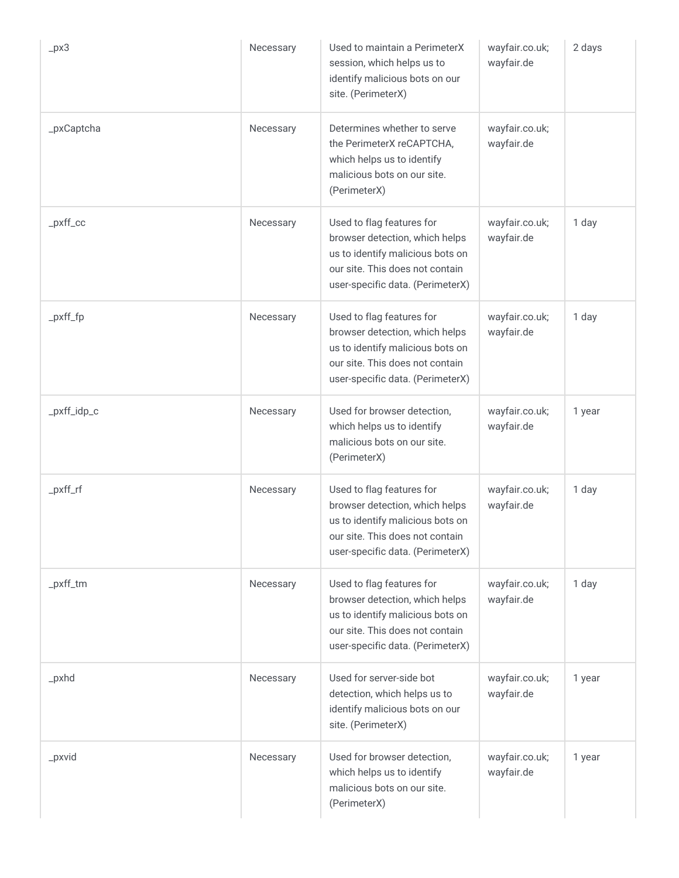| | | | | |
|---|---|---|---|---|
| _px3 | Necessary | Used to maintain a PerimeterX session, which helps us to identify malicious bots on our site. (PerimeterX) | wayfair.co.uk; wayfair.de | 2 days |
| _pxCaptcha | Necessary | Determines whether to serve the PerimeterX reCAPTCHA, which helps us to identify malicious bots on our site. (PerimeterX) | wayfair.co.uk; wayfair.de | |
| _pxff_cc | Necessary | Used to flag features for browser detection, which helps us to identify malicious bots on our site. This does not contain user-specific data. (PerimeterX) | wayfair.co.uk; wayfair.de | 1 day |
| _pxff_fp | Necessary | Used to flag features for browser detection, which helps us to identify malicious bots on our site. This does not contain user-specific data. (PerimeterX) | wayfair.co.uk; wayfair.de | 1 day |
| _pxff_idp_c | Necessary | Used for browser detection, which helps us to identify malicious bots on our site. (PerimeterX) | wayfair.co.uk; wayfair.de | 1 year |
| _pxff_rf | Necessary | Used to flag features for browser detection, which helps us to identify malicious bots on our site. This does not contain user-specific data. (PerimeterX) | wayfair.co.uk; wayfair.de | 1 day |
| _pxff_tm | Necessary | Used to flag features for browser detection, which helps us to identify malicious bots on our site. This does not contain user-specific data. (PerimeterX) | wayfair.co.uk; wayfair.de | 1 day |
| _pxhd | Necessary | Used for server-side bot detection, which helps us to identify malicious bots on our site. (PerimeterX) | wayfair.co.uk; wayfair.de | 1 year |
| _pxvid | Necessary | Used for browser detection, which helps us to identify malicious bots on our site. (PerimeterX) | wayfair.co.uk; wayfair.de | 1 year |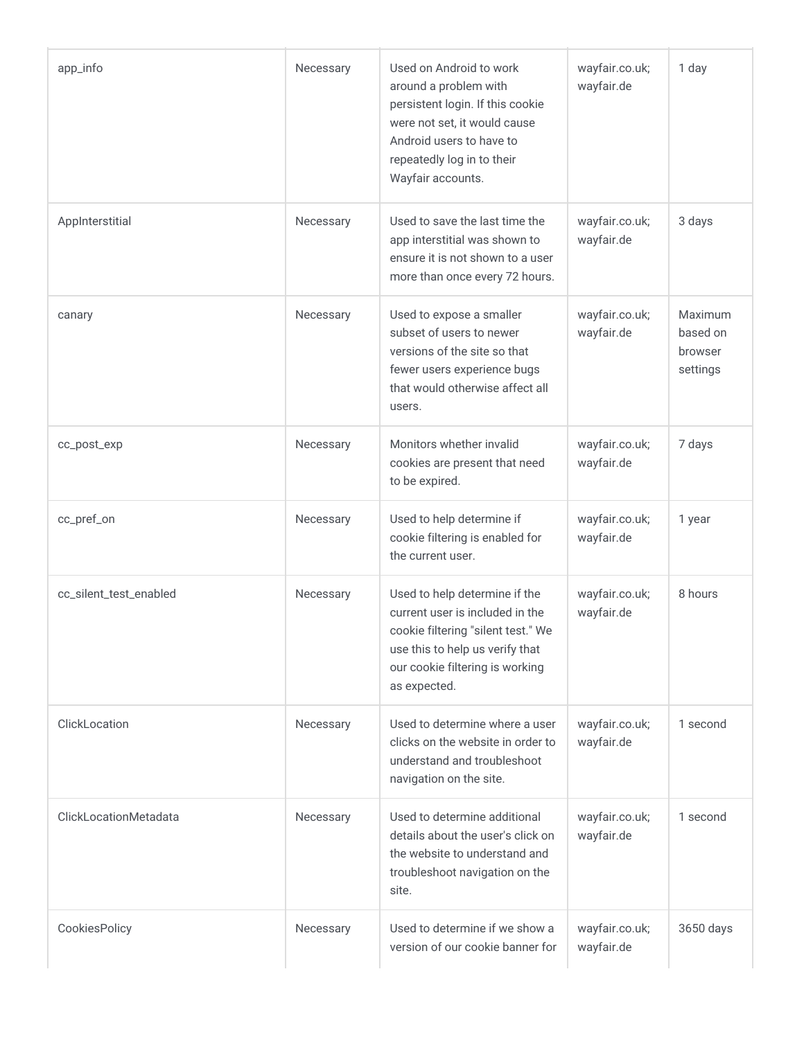| | | | | |
|---|---|---|---|---|
| app_info | Necessary | Used on Android to work around a problem with persistent login. If this cookie were not set, it would cause Android users to have to repeatedly log in to their Wayfair accounts. | wayfair.co.uk; wayfair.de | 1 day |
| AppInterstitial | Necessary | Used to save the last time the app interstitial was shown to ensure it is not shown to a user more than once every 72 hours. | wayfair.co.uk; wayfair.de | 3 days |
| canary | Necessary | Used to expose a smaller subset of users to newer versions of the site so that fewer users experience bugs that would otherwise affect all users. | wayfair.co.uk; wayfair.de | Maximum based on browser settings |
| cc_post_exp | Necessary | Monitors whether invalid cookies are present that need to be expired. | wayfair.co.uk; wayfair.de | 7 days |
| cc_pref_on | Necessary | Used to help determine if cookie filtering is enabled for the current user. | wayfair.co.uk; wayfair.de | 1 year |
| cc_silent_test_enabled | Necessary | Used to help determine if the current user is included in the cookie filtering "silent test." We use this to help us verify that our cookie filtering is working as expected. | wayfair.co.uk; wayfair.de | 8 hours |
| ClickLocation | Necessary | Used to determine where a user clicks on the website in order to understand and troubleshoot navigation on the site. | wayfair.co.uk; wayfair.de | 1 second |
| ClickLocationMetadata | Necessary | Used to determine additional details about the user's click on the website to understand and troubleshoot navigation on the site. | wayfair.co.uk; wayfair.de | 1 second |
| CookiesPolicy | Necessary | Used to determine if we show a version of our cookie banner for | wayfair.co.uk; wayfair.de | 3650 days |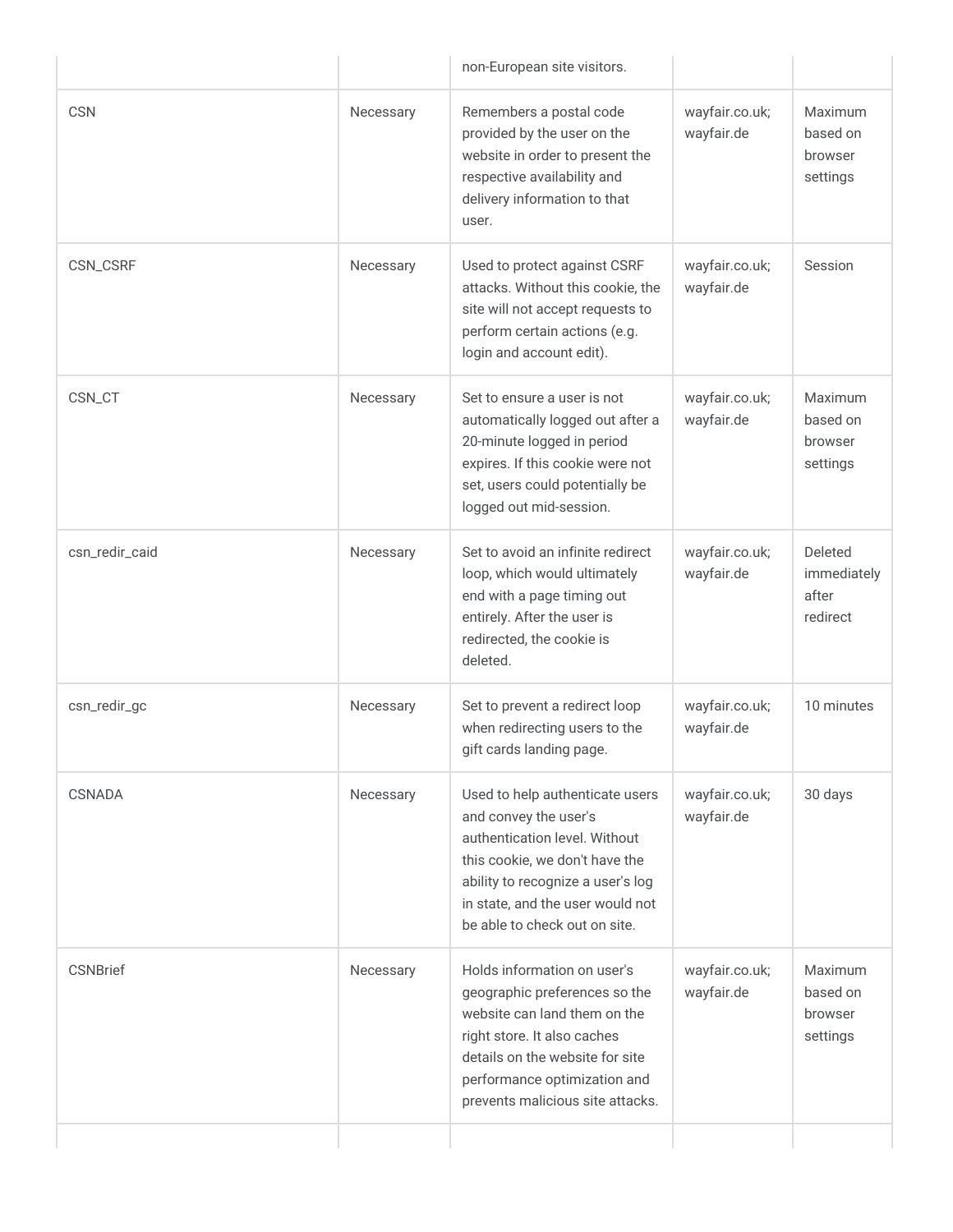| | | non-European site visitors. | | |
|---|---|---|---|---|
| CSN | Necessary | Remembers a postal code provided by the user on the website in order to present the respective availability and delivery information to that user. | wayfair.co.uk; wayfair.de | Maximum based on browser settings |
| CSN_CSRF | Necessary | Used to protect against CSRF attacks. Without this cookie, the site will not accept requests to perform certain actions (e.g. login and account edit). | wayfair.co.uk; wayfair.de | Session |
| CSN_CT | Necessary | Set to ensure a user is not automatically logged out after a 20-minute logged in period expires. If this cookie were not set, users could potentially be logged out mid-session. | wayfair.co.uk; wayfair.de | Maximum based on browser settings |
| csn_redir_caid | Necessary | Set to avoid an infinite redirect loop, which would ultimately end with a page timing out entirely. After the user is redirected, the cookie is deleted. | wayfair.co.uk; wayfair.de | Deleted immediately after redirect |
| csn_redir_gc | Necessary | Set to prevent a redirect loop when redirecting users to the gift cards landing page. | wayfair.co.uk; wayfair.de | 10 minutes |
| CSNADA | Necessary | Used to help authenticate users and convey the user's authentication level. Without this cookie, we don't have the ability to recognize a user's log in state, and the user would not be able to check out on site. | wayfair.co.uk; wayfair.de | 30 days |
| CSNBrief | Necessary | Holds information on user's geographic preferences so the website can land them on the right store. It also caches details on the website for site performance optimization and prevents malicious site attacks. | wayfair.co.uk; wayfair.de | Maximum based on browser settings |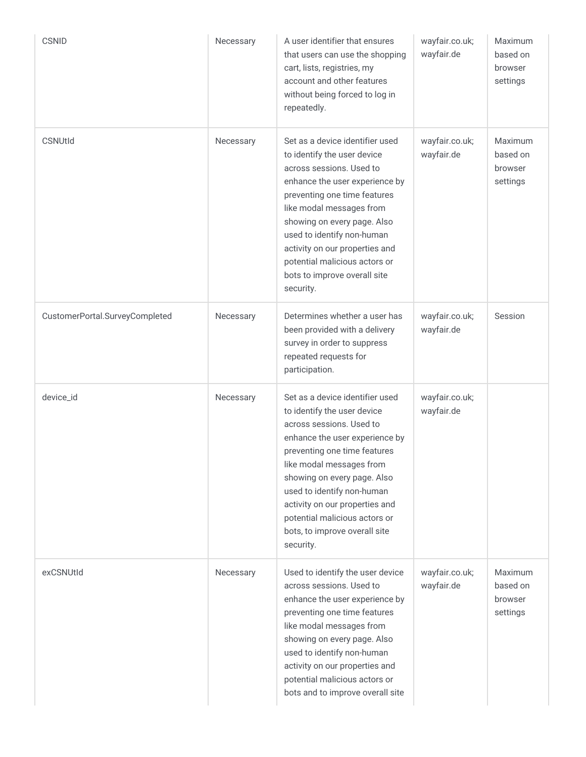| | | | | |
|---|---|---|---|---|
| CSNID | Necessary | A user identifier that ensures that users can use the shopping cart, lists, registries, my account and other features without being forced to log in repeatedly. | wayfair.co.uk; wayfair.de | Maximum based on browser settings |
| CSNUtId | Necessary | Set as a device identifier used to identify the user device across sessions. Used to enhance the user experience by preventing one time features like modal messages from showing on every page. Also used to identify non-human activity on our properties and potential malicious actors or bots to improve overall site security. | wayfair.co.uk; wayfair.de | Maximum based on browser settings |
| CustomerPortal.SurveyCompleted | Necessary | Determines whether a user has been provided with a delivery survey in order to suppress repeated requests for participation. | wayfair.co.uk; wayfair.de | Session |
| device_id | Necessary | Set as a device identifier used to identify the user device across sessions. Used to enhance the user experience by preventing one time features like modal messages from showing on every page. Also used to identify non-human activity on our properties and potential malicious actors or bots, to improve overall site security. | wayfair.co.uk; wayfair.de | |
| exCSNUtId | Necessary | Used to identify the user device across sessions. Used to enhance the user experience by preventing one time features like modal messages from showing on every page. Also used to identify non-human activity on our properties and potential malicious actors or bots and to improve overall site | wayfair.co.uk; wayfair.de | Maximum based on browser settings |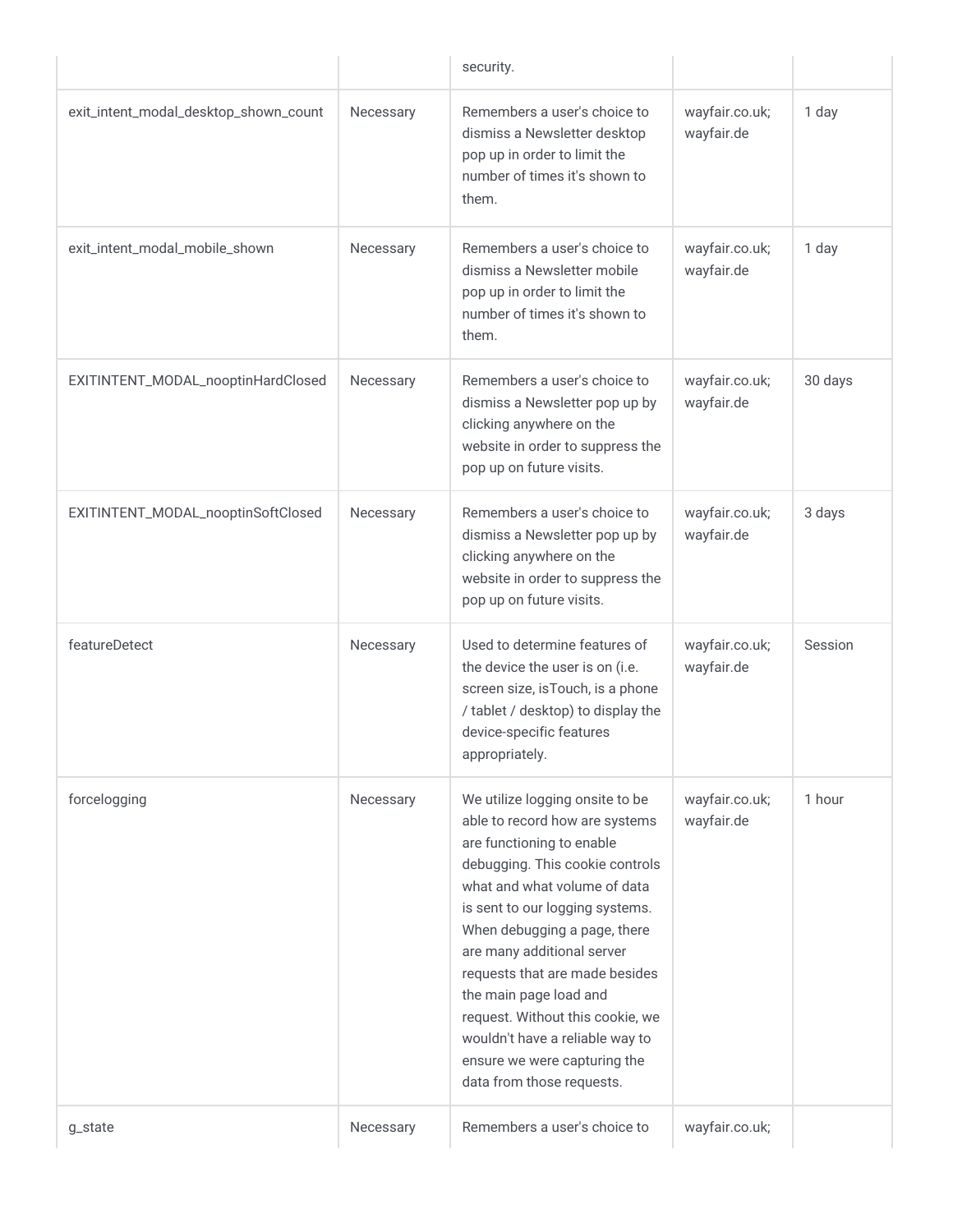| | | security. | | |
| --- | --- | --- | --- | --- |
| exit_intent_modal_desktop_shown_count | Necessary | Remembers a user's choice to dismiss a Newsletter desktop pop up in order to limit the number of times it's shown to them. | wayfair.co.uk; wayfair.de | 1 day |
| exit_intent_modal_mobile_shown | Necessary | Remembers a user's choice to dismiss a Newsletter mobile pop up in order to limit the number of times it's shown to them. | wayfair.co.uk; wayfair.de | 1 day |
| EXITINTENT_MODAL_nooptinHardClosed | Necessary | Remembers a user's choice to dismiss a Newsletter pop up by clicking anywhere on the website in order to suppress the pop up on future visits. | wayfair.co.uk; wayfair.de | 30 days |
| EXITINTENT_MODAL_nooptinSoftClosed | Necessary | Remembers a user's choice to dismiss a Newsletter pop up by clicking anywhere on the website in order to suppress the pop up on future visits. | wayfair.co.uk; wayfair.de | 3 days |
| featureDetect | Necessary | Used to determine features of the device the user is on (i.e. screen size, isTouch, is a phone / tablet / desktop) to display the device-specific features appropriately. | wayfair.co.uk; wayfair.de | Session |
| forcelogging | Necessary | We utilize logging onsite to be able to record how are systems are functioning to enable debugging. This cookie controls what and what volume of data is sent to our logging systems. When debugging a page, there are many additional server requests that are made besides the main page load and request. Without this cookie, we wouldn't have a reliable way to ensure we were capturing the data from those requests. | wayfair.co.uk; wayfair.de | 1 hour |
| g_state | Necessary | Remembers a user's choice to | wayfair.co.uk; | |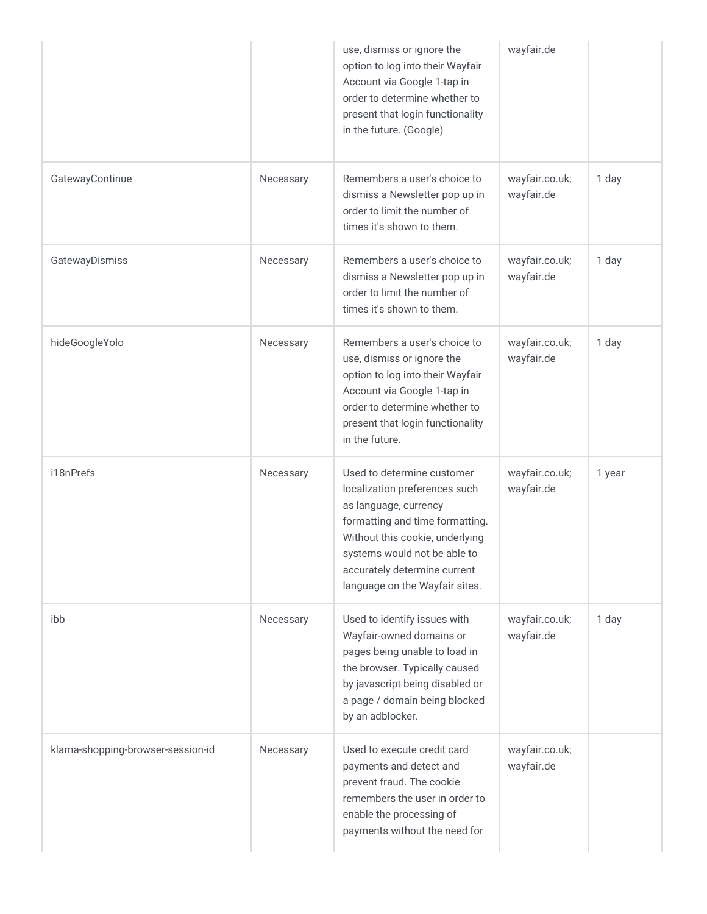| | | use, dismiss or ignore the option to log into their Wayfair Account via Google 1-tap in order to determine whether to present that login functionality in the future. (Google) | wayfair.de | |
|---|---|---|---|---|
| GatewayContinue | Necessary | Remembers a user's choice to dismiss a Newsletter pop up in order to limit the number of times it's shown to them. | wayfair.co.uk; wayfair.de | 1 day |
| GatewayDismiss | Necessary | Remembers a user's choice to dismiss a Newsletter pop up in order to limit the number of times it's shown to them. | wayfair.co.uk; wayfair.de | 1 day |
| hideGoogleYolo | Necessary | Remembers a user's choice to use, dismiss or ignore the option to log into their Wayfair Account via Google 1-tap in order to determine whether to present that login functionality in the future. | wayfair.co.uk; wayfair.de | 1 day |
| i18nPrefs | Necessary | Used to determine customer localization preferences such as language, currency formatting and time formatting. Without this cookie, underlying systems would not be able to accurately determine current language on the Wayfair sites. | wayfair.co.uk; wayfair.de | 1 year |
| ibb | Necessary | Used to identify issues with Wayfair-owned domains or pages being unable to load in the browser. Typically caused by javascript being disabled or a page / domain being blocked by an adblocker. | wayfair.co.uk; wayfair.de | 1 day |
| klarna-shopping-browser-session-id | Necessary | Used to execute credit card payments and detect and prevent fraud. The cookie remembers the user in order to enable the processing of payments without the need for | wayfair.co.uk; wayfair.de | |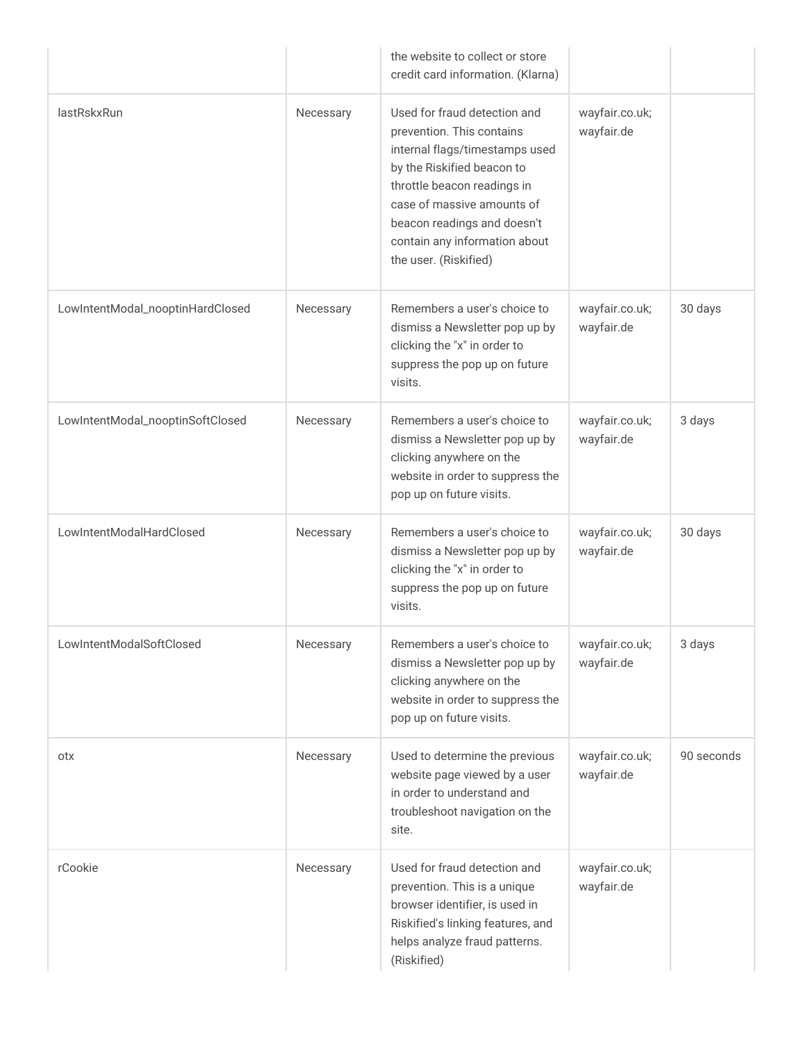| | | the website to collect or store credit card information. (Klarna) | | |
|---|---|---|---|---|
| lastRskxRun | Necessary | Used for fraud detection and prevention. This contains internal flags/timestamps used by the Riskified beacon to throttle beacon readings in case of massive amounts of beacon readings and doesn't contain any information about the user. (Riskified) | wayfair.co.uk; wayfair.de | |
| LowIntentModal_nooptinHardClosed | Necessary | Remembers a user's choice to dismiss a Newsletter pop up by clicking the "x" in order to suppress the pop up on future visits. | wayfair.co.uk; wayfair.de | 30 days |
| LowIntentModal_nooptinSoftClosed | Necessary | Remembers a user's choice to dismiss a Newsletter pop up by clicking anywhere on the website in order to suppress the pop up on future visits. | wayfair.co.uk; wayfair.de | 3 days |
| LowIntentModalHardClosed | Necessary | Remembers a user's choice to dismiss a Newsletter pop up by clicking the "x" in order to suppress the pop up on future visits. | wayfair.co.uk; wayfair.de | 30 days |
| LowIntentModalSoftClosed | Necessary | Remembers a user's choice to dismiss a Newsletter pop up by clicking anywhere on the website in order to suppress the pop up on future visits. | wayfair.co.uk; wayfair.de | 3 days |
| otx | Necessary | Used to determine the previous website page viewed by a user in order to understand and troubleshoot navigation on the site. | wayfair.co.uk; wayfair.de | 90 seconds |
| rCookie | Necessary | Used for fraud detection and prevention. This is a unique browser identifier, is used in Riskified's linking features, and helps analyze fraud patterns. (Riskified) | wayfair.co.uk; wayfair.de | |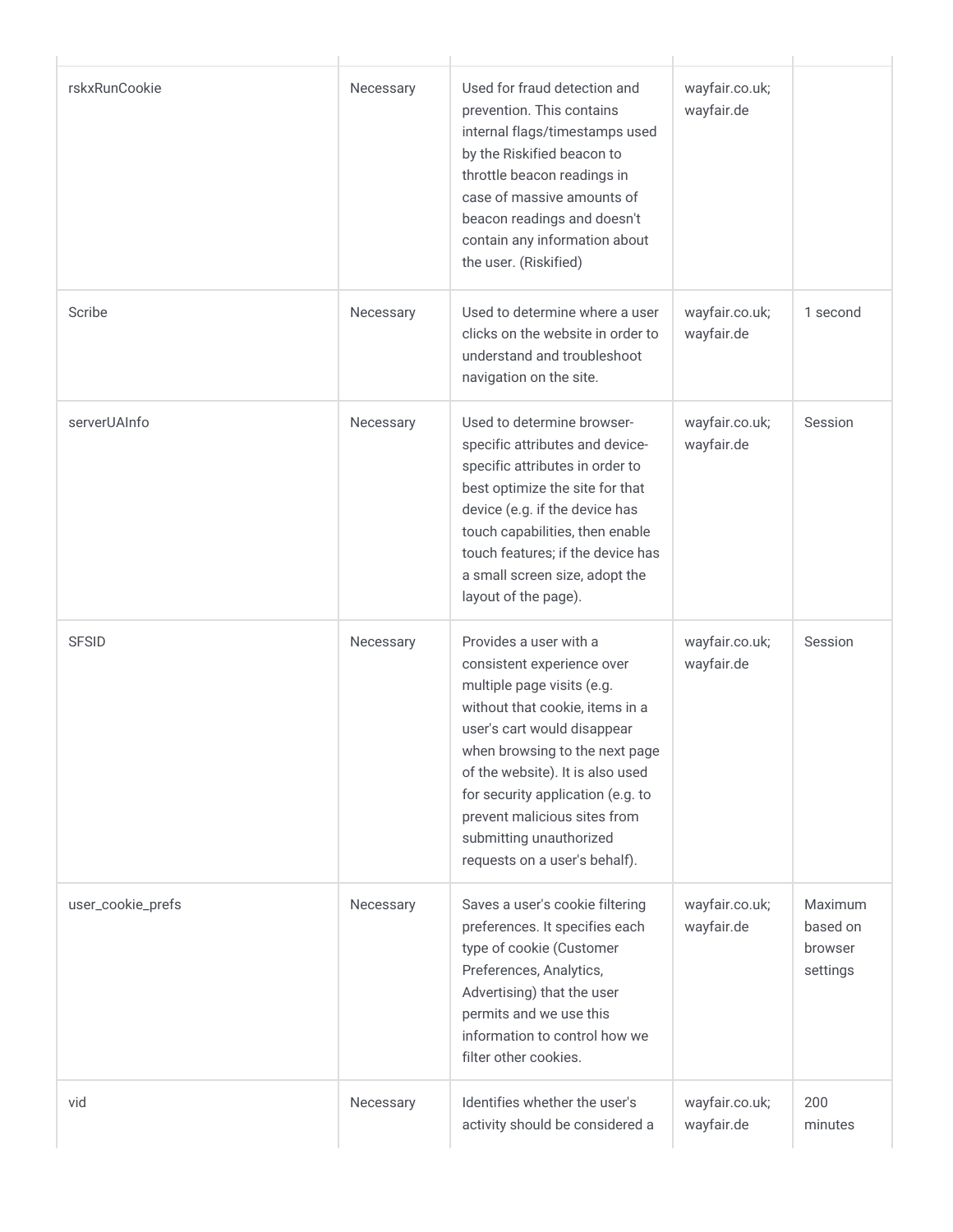| | | | | |
|---|---|---|---|---|
| rskxRunCookie | Necessary | Used for fraud detection and prevention. This contains internal flags/timestamps used by the Riskified beacon to throttle beacon readings in case of massive amounts of beacon readings and doesn't contain any information about the user. (Riskified) | wayfair.co.uk; wayfair.de | |
| Scribe | Necessary | Used to determine where a user clicks on the website in order to understand and troubleshoot navigation on the site. | wayfair.co.uk; wayfair.de | 1 second |
| serverUAInfo | Necessary | Used to determine browser-specific attributes and device-specific attributes in order to best optimize the site for that device (e.g. if the device has touch capabilities, then enable touch features; if the device has a small screen size, adopt the layout of the page). | wayfair.co.uk; wayfair.de | Session |
| SFSID | Necessary | Provides a user with a consistent experience over multiple page visits (e.g. without that cookie, items in a user's cart would disappear when browsing to the next page of the website). It is also used for security application (e.g. to prevent malicious sites from submitting unauthorized requests on a user's behalf). | wayfair.co.uk; wayfair.de | Session |
| user_cookie_prefs | Necessary | Saves a user's cookie filtering preferences. It specifies each type of cookie (Customer Preferences, Analytics, Advertising) that the user permits and we use this information to control how we filter other cookies. | wayfair.co.uk; wayfair.de | Maximum based on browser settings |
| vid | Necessary | Identifies whether the user's activity should be considered a | wayfair.co.uk; wayfair.de | 200 minutes |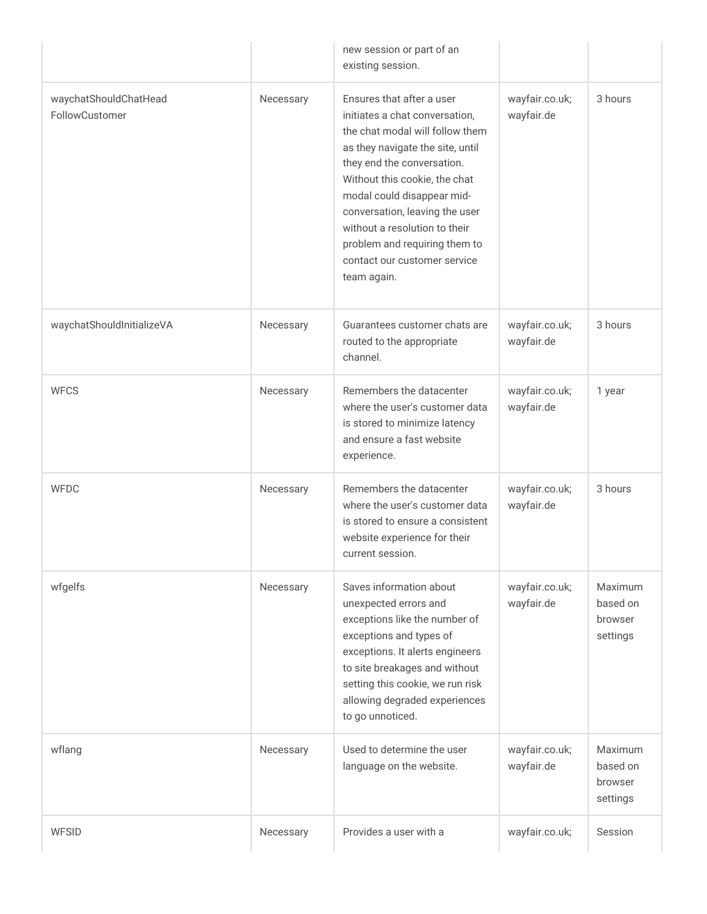|  |  | new session or part of an existing session. |  |  |
| --- | --- | --- | --- | --- |
| waychatShouldChatHead FollowCustomer | Necessary | Ensures that after a user initiates a chat conversation, the chat modal will follow them as they navigate the site, until they end the conversation. Without this cookie, the chat modal could disappear mid-conversation, leaving the user without a resolution to their problem and requiring them to contact our customer service team again. | wayfair.co.uk; wayfair.de | 3 hours |
| waychatShouldInitializeVA | Necessary | Guarantees customer chats are routed to the appropriate channel. | wayfair.co.uk; wayfair.de | 3 hours |
| WFCS | Necessary | Remembers the datacenter where the user's customer data is stored to minimize latency and ensure a fast website experience. | wayfair.co.uk; wayfair.de | 1 year |
| WFDC | Necessary | Remembers the datacenter where the user's customer data is stored to ensure a consistent website experience for their current session. | wayfair.co.uk; wayfair.de | 3 hours |
| wfgelfs | Necessary | Saves information about unexpected errors and exceptions like the number of exceptions and types of exceptions. It alerts engineers to site breakages and without setting this cookie, we run risk allowing degraded experiences to go unnoticed. | wayfair.co.uk; wayfair.de | Maximum based on browser settings |
| wflang | Necessary | Used to determine the user language on the website. | wayfair.co.uk; wayfair.de | Maximum based on browser settings |
| WFSID | Necessary | Provides a user with a | wayfair.co.uk; | Session |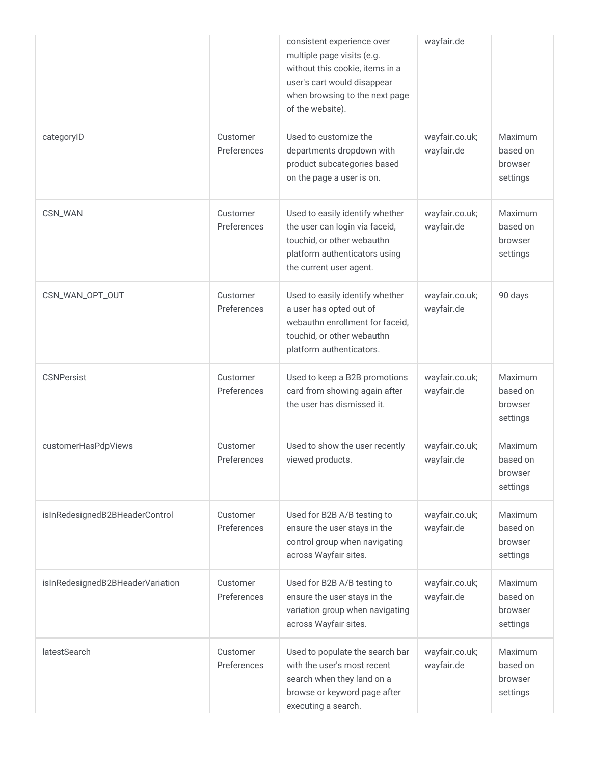| | | consistent experience over multiple page visits (e.g. without this cookie, items in a user's cart would disappear when browsing to the next page of the website). | wayfair.de | |
|---|---|---|---|---|
| categoryID | Customer Preferences | Used to customize the departments dropdown with product subcategories based on the page a user is on. | wayfair.co.uk; wayfair.de | Maximum based on browser settings |
| CSN_WAN | Customer Preferences | Used to easily identify whether the user can login via faceid, touchid, or other webauthn platform authenticators using the current user agent. | wayfair.co.uk; wayfair.de | Maximum based on browser settings |
| CSN_WAN_OPT_OUT | Customer Preferences | Used to easily identify whether a user has opted out of webauthn enrollment for faceid, touchid, or other webauthn platform authenticators. | wayfair.co.uk; wayfair.de | 90 days |
| CSNPersist | Customer Preferences | Used to keep a B2B promotions card from showing again after the user has dismissed it. | wayfair.co.uk; wayfair.de | Maximum based on browser settings |
| customerHasPdpViews | Customer Preferences | Used to show the user recently viewed products. | wayfair.co.uk; wayfair.de | Maximum based on browser settings |
| isInRedesignedB2BHeaderControl | Customer Preferences | Used for B2B A/B testing to ensure the user stays in the control group when navigating across Wayfair sites. | wayfair.co.uk; wayfair.de | Maximum based on browser settings |
| isInRedesignedB2BHeaderVariation | Customer Preferences | Used for B2B A/B testing to ensure the user stays in the variation group when navigating across Wayfair sites. | wayfair.co.uk; wayfair.de | Maximum based on browser settings |
| latestSearch | Customer Preferences | Used to populate the search bar with the user's most recent search when they land on a browse or keyword page after executing a search. | wayfair.co.uk; wayfair.de | Maximum based on browser settings |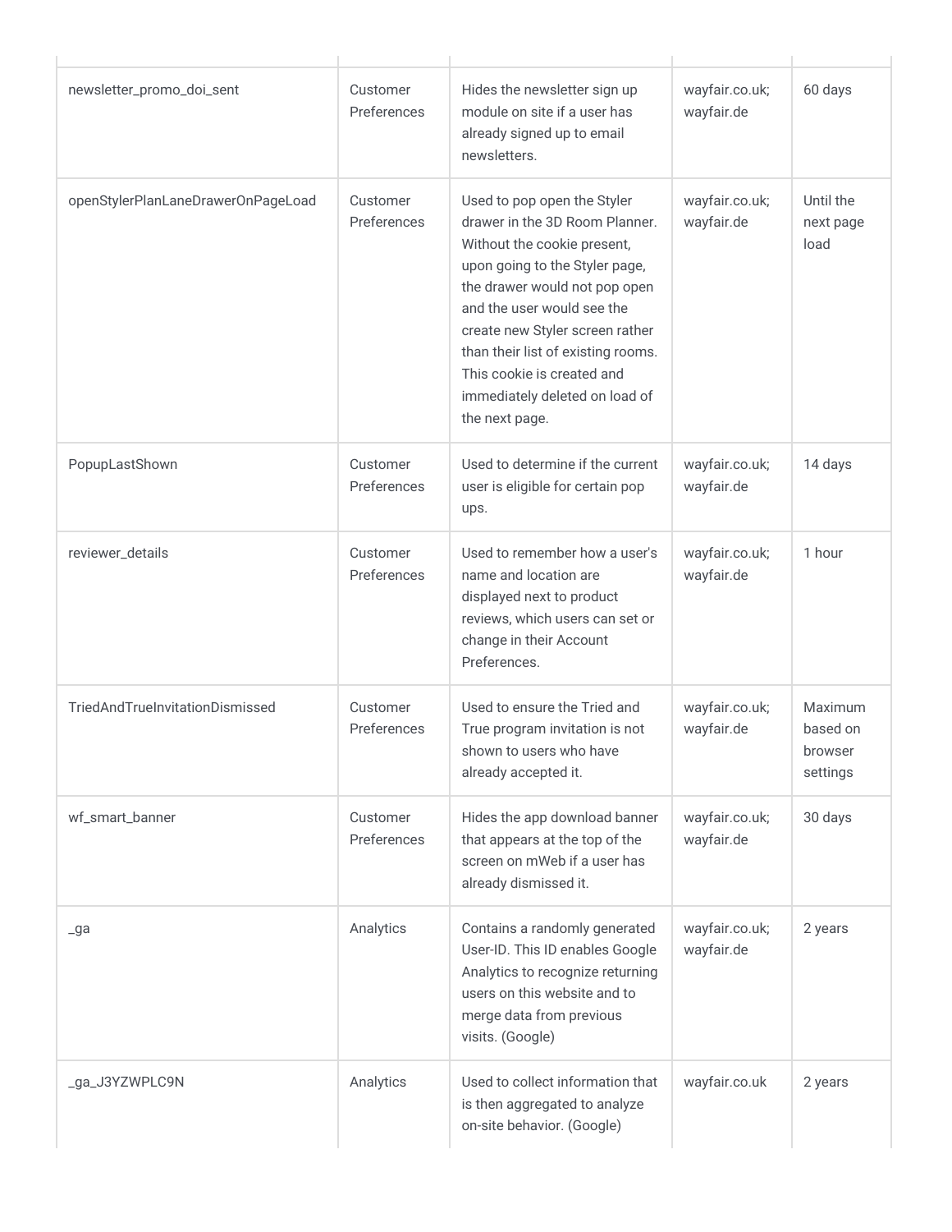| | | | | |
|---|---|---|---|---|
| newsletter_promo_doi_sent | Customer Preferences | Hides the newsletter sign up module on site if a user has already signed up to email newsletters. | wayfair.co.uk; wayfair.de | 60 days |
| openStylerPlanLaneDrawerOnPageLoad | Customer Preferences | Used to pop open the Styler drawer in the 3D Room Planner. Without the cookie present, upon going to the Styler page, the drawer would not pop open and the user would see the create new Styler screen rather than their list of existing rooms. This cookie is created and immediately deleted on load of the next page. | wayfair.co.uk; wayfair.de | Until the next page load |
| PopupLastShown | Customer Preferences | Used to determine if the current user is eligible for certain pop ups. | wayfair.co.uk; wayfair.de | 14 days |
| reviewer_details | Customer Preferences | Used to remember how a user's name and location are displayed next to product reviews, which users can set or change in their Account Preferences. | wayfair.co.uk; wayfair.de | 1 hour |
| TriedAndTrueInvitationDismissed | Customer Preferences | Used to ensure the Tried and True program invitation is not shown to users who have already accepted it. | wayfair.co.uk; wayfair.de | Maximum based on browser settings |
| wf_smart_banner | Customer Preferences | Hides the app download banner that appears at the top of the screen on mWeb if a user has already dismissed it. | wayfair.co.uk; wayfair.de | 30 days |
| _ga | Analytics | Contains a randomly generated User-ID. This ID enables Google Analytics to recognize returning users on this website and to merge data from previous visits. (Google) | wayfair.co.uk; wayfair.de | 2 years |
| _ga_J3YZWPLC9N | Analytics | Used to collect information that is then aggregated to analyze on-site behavior. (Google) | wayfair.co.uk | 2 years |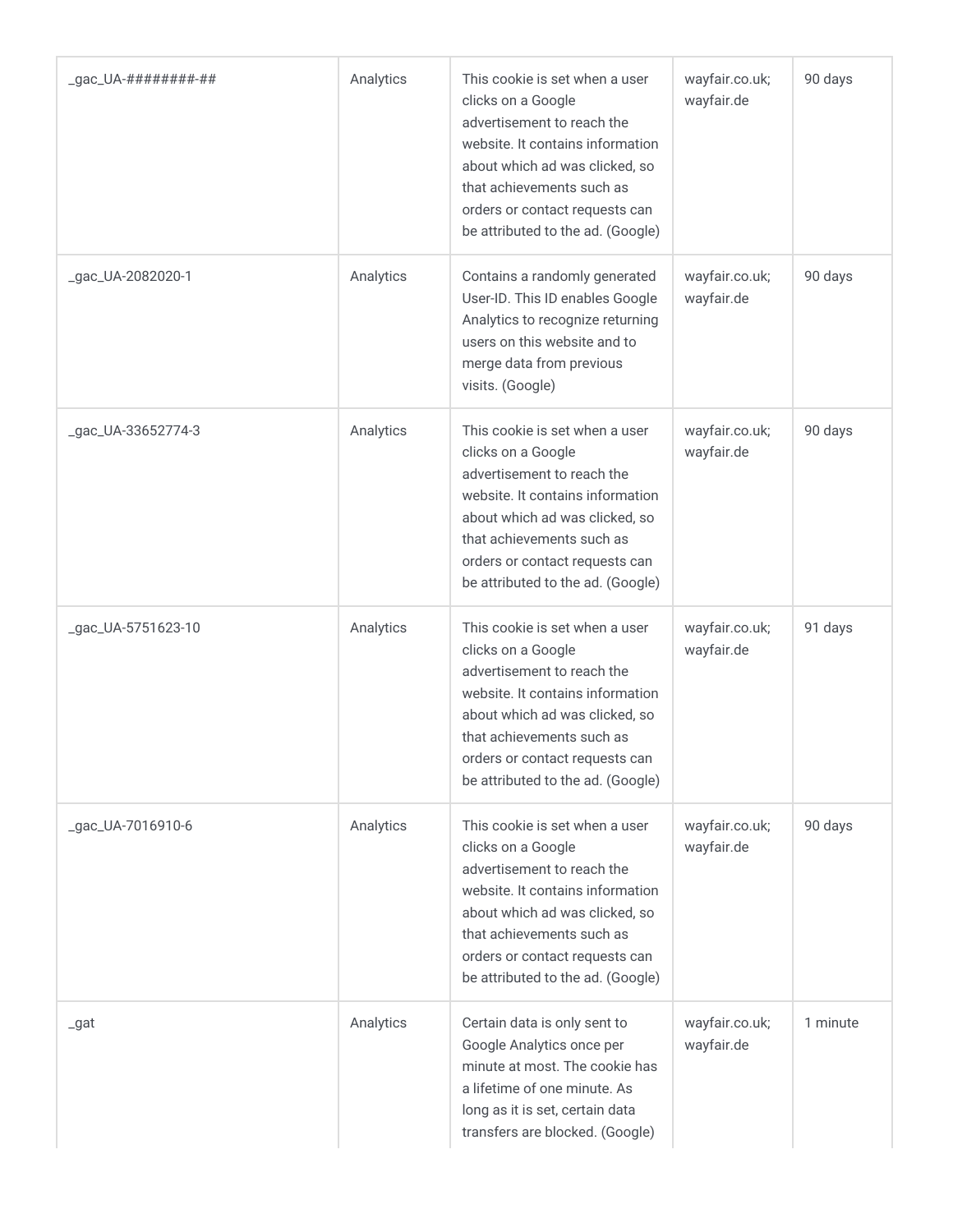| _gac_UA-########-## | Analytics | This cookie is set when a user clicks on a Google advertisement to reach the website. It contains information about which ad was clicked, so that achievements such as orders or contact requests can be attributed to the ad. (Google) | wayfair.co.uk; wayfair.de | 90 days |
|---|---|---|---|---|
| _gac_UA-2082020-1 | Analytics | Contains a randomly generated User-ID. This ID enables Google Analytics to recognize returning users on this website and to merge data from previous visits. (Google) | wayfair.co.uk; wayfair.de | 90 days |
| _gac_UA-33652774-3 | Analytics | This cookie is set when a user clicks on a Google advertisement to reach the website. It contains information about which ad was clicked, so that achievements such as orders or contact requests can be attributed to the ad. (Google) | wayfair.co.uk; wayfair.de | 90 days |
| _gac_UA-5751623-10 | Analytics | This cookie is set when a user clicks on a Google advertisement to reach the website. It contains information about which ad was clicked, so that achievements such as orders or contact requests can be attributed to the ad. (Google) | wayfair.co.uk; wayfair.de | 91 days |
| _gac_UA-7016910-6 | Analytics | This cookie is set when a user clicks on a Google advertisement to reach the website. It contains information about which ad was clicked, so that achievements such as orders or contact requests can be attributed to the ad. (Google) | wayfair.co.uk; wayfair.de | 90 days |
| _gat | Analytics | Certain data is only sent to Google Analytics once per minute at most. The cookie has a lifetime of one minute. As long as it is set, certain data transfers are blocked. (Google) | wayfair.co.uk; wayfair.de | 1 minute |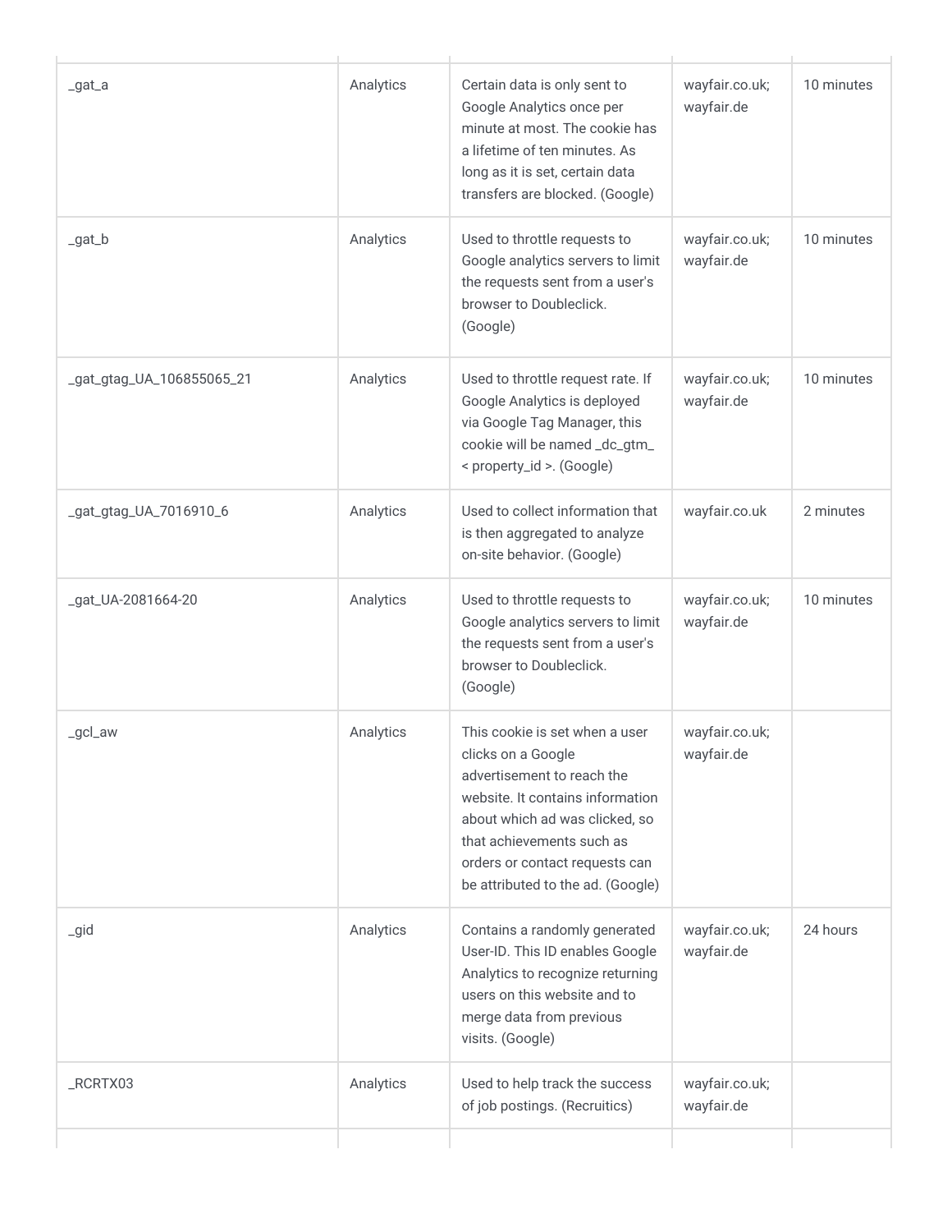| | | | | |
|---|---|---|---|---|
| _gat_a | Analytics | Certain data is only sent to Google Analytics once per minute at most. The cookie has a lifetime of ten minutes. As long as it is set, certain data transfers are blocked. (Google) | wayfair.co.uk; wayfair.de | 10 minutes |
| _gat_b | Analytics | Used to throttle requests to Google analytics servers to limit the requests sent from a user's browser to Doubleclick. (Google) | wayfair.co.uk; wayfair.de | 10 minutes |
| _gat_gtag_UA_106855065_21 | Analytics | Used to throttle request rate. If Google Analytics is deployed via Google Tag Manager, this cookie will be named _dc_gtm_ < property_id >. (Google) | wayfair.co.uk; wayfair.de | 10 minutes |
| _gat_gtag_UA_7016910_6 | Analytics | Used to collect information that is then aggregated to analyze on-site behavior. (Google) | wayfair.co.uk | 2 minutes |
| _gat_UA-2081664-20 | Analytics | Used to throttle requests to Google analytics servers to limit the requests sent from a user's browser to Doubleclick. (Google) | wayfair.co.uk; wayfair.de | 10 minutes |
| _gcl_aw | Analytics | This cookie is set when a user clicks on a Google advertisement to reach the website. It contains information about which ad was clicked, so that achievements such as orders or contact requests can be attributed to the ad. (Google) | wayfair.co.uk; wayfair.de | |
| _gid | Analytics | Contains a randomly generated User-ID. This ID enables Google Analytics to recognize returning users on this website and to merge data from previous visits. (Google) | wayfair.co.uk; wayfair.de | 24 hours |
| _RCRTX03 | Analytics | Used to help track the success of job postings. (Recruitics) | wayfair.co.uk; wayfair.de | |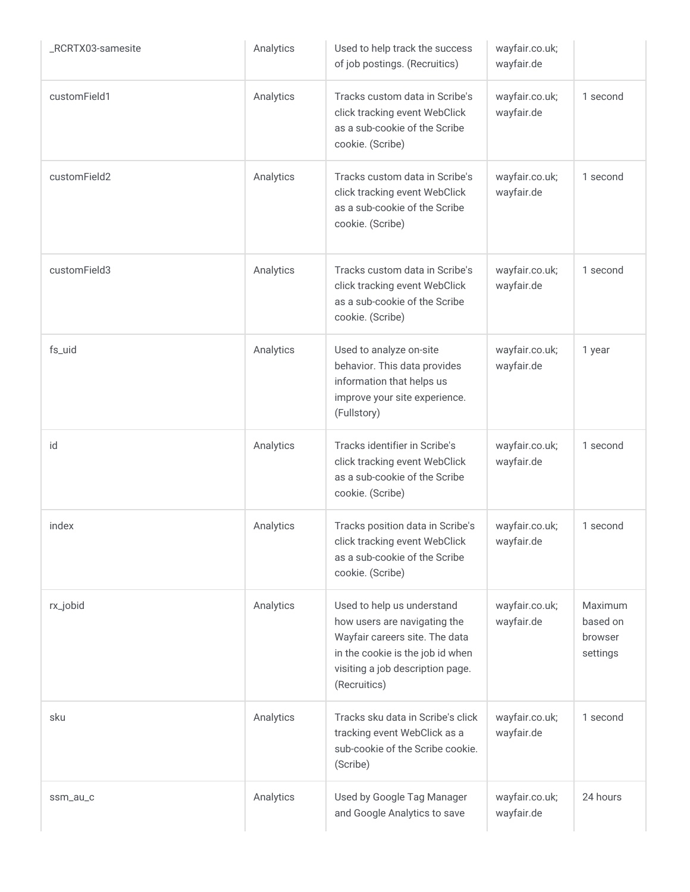| | | | | |
|---|---|---|---|---|
| _RCRTX03-samesite | Analytics | Used to help track the success of job postings. (Recruitics) | wayfair.co.uk; wayfair.de | |
| customField1 | Analytics | Tracks custom data in Scribe's click tracking event WebClick as a sub-cookie of the Scribe cookie. (Scribe) | wayfair.co.uk; wayfair.de | 1 second |
| customField2 | Analytics | Tracks custom data in Scribe's click tracking event WebClick as a sub-cookie of the Scribe cookie. (Scribe) | wayfair.co.uk; wayfair.de | 1 second |
| customField3 | Analytics | Tracks custom data in Scribe's click tracking event WebClick as a sub-cookie of the Scribe cookie. (Scribe) | wayfair.co.uk; wayfair.de | 1 second |
| fs_uid | Analytics | Used to analyze on-site behavior. This data provides information that helps us improve your site experience. (Fullstory) | wayfair.co.uk; wayfair.de | 1 year |
| id | Analytics | Tracks identifier in Scribe's click tracking event WebClick as a sub-cookie of the Scribe cookie. (Scribe) | wayfair.co.uk; wayfair.de | 1 second |
| index | Analytics | Tracks position data in Scribe's click tracking event WebClick as a sub-cookie of the Scribe cookie. (Scribe) | wayfair.co.uk; wayfair.de | 1 second |
| rx_jobid | Analytics | Used to help us understand how users are navigating the Wayfair careers site. The data in the cookie is the job id when visiting a job description page. (Recruitics) | wayfair.co.uk; wayfair.de | Maximum based on browser settings |
| sku | Analytics | Tracks sku data in Scribe's click tracking event WebClick as a sub-cookie of the Scribe cookie. (Scribe) | wayfair.co.uk; wayfair.de | 1 second |
| ssm_au_c | Analytics | Used by Google Tag Manager and Google Analytics to save | wayfair.co.uk; wayfair.de | 24 hours |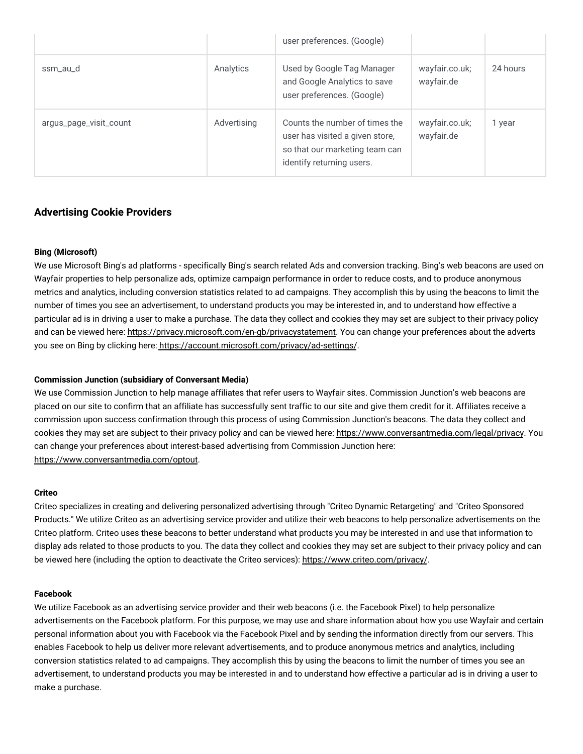| | | user preferences. (Google) | | |
|---|---|---|---|---|
| ssm_au_d | Analytics | Used by Google Tag Manager and Google Analytics to save user preferences. (Google) | wayfair.co.uk; wayfair.de | 24 hours |
| argus_page_visit_count | Advertising | Counts the number of times the user has visited a given store, so that our marketing team can identify returning users. | wayfair.co.uk; wayfair.de | 1 year |

### Advertising Cookie Providers

**Bing (Microsoft)**
We use Microsoft Bing's ad platforms - specifically Bing's search related Ads and conversion tracking. Bing's web beacons are used on Wayfair properties to help personalize ads, optimize campaign performance in order to reduce costs, and to produce anonymous metrics and analytics, including conversion statistics related to ad campaigns. They accomplish this by using the beacons to limit the number of times you see an advertisement, to understand products you may be interested in, and to understand how effective a particular ad is in driving a user to make a purchase. The data they collect and cookies they may set are subject to their privacy policy and can be viewed here: https://privacy.microsoft.com/en-gb/privacystatement. You can change your preferences about the adverts you see on Bing by clicking here: https://account.microsoft.com/privacy/ad-settings/.

**Commission Junction (subsidiary of Conversant Media)**
We use Commission Junction to help manage affiliates that refer users to Wayfair sites. Commission Junction's web beacons are placed on our site to confirm that an affiliate has successfully sent traffic to our site and give them credit for it. Affiliates receive a commission upon success confirmation through this process of using Commission Junction's beacons. The data they collect and cookies they may set are subject to their privacy policy and can be viewed here: https://www.conversantmedia.com/legal/privacy. You can change your preferences about interest-based advertising from Commission Junction here: https://www.conversantmedia.com/optout.

**Criteo**
Criteo specializes in creating and delivering personalized advertising through "Criteo Dynamic Retargeting" and "Criteo Sponsored Products." We utilize Criteo as an advertising service provider and utilize their web beacons to help personalize advertisements on the Criteo platform. Criteo uses these beacons to better understand what products you may be interested in and use that information to display ads related to those products to you. The data they collect and cookies they may set are subject to their privacy policy and can be viewed here (including the option to deactivate the Criteo services): https://www.criteo.com/privacy/.

**Facebook**
We utilize Facebook as an advertising service provider and their web beacons (i.e. the Facebook Pixel) to help personalize advertisements on the Facebook platform. For this purpose, we may use and share information about how you use Wayfair and certain personal information about you with Facebook via the Facebook Pixel and by sending the information directly from our servers. This enables Facebook to help us deliver more relevant advertisements, and to produce anonymous metrics and analytics, including conversion statistics related to ad campaigns. They accomplish this by using the beacons to limit the number of times you see an advertisement, to understand products you may be interested in and to understand how effective a particular ad is in driving a user to make a purchase.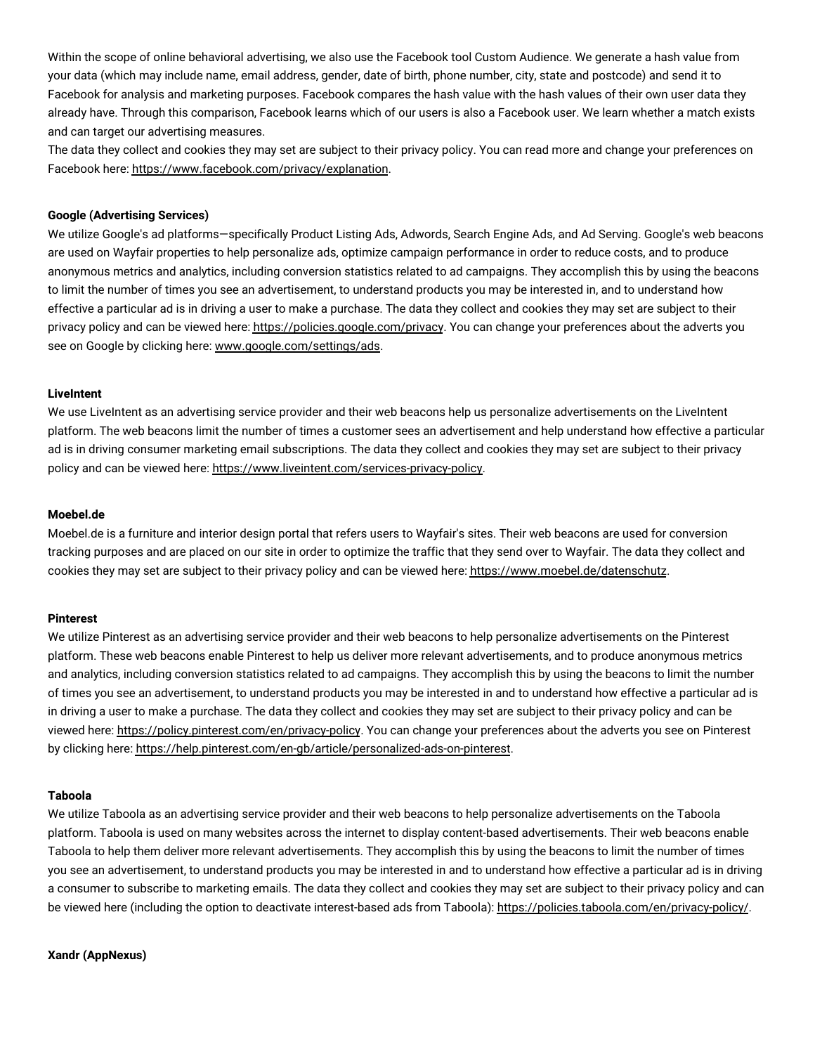Within the scope of online behavioral advertising, we also use the Facebook tool Custom Audience. We generate a hash value from your data (which may include name, email address, gender, date of birth, phone number, city, state and postcode) and send it to Facebook for analysis and marketing purposes. Facebook compares the hash value with the hash values of their own user data they already have. Through this comparison, Facebook learns which of our users is also a Facebook user. We learn whether a match exists and can target our advertising measures.
The data they collect and cookies they may set are subject to their privacy policy. You can read more and change your preferences on Facebook here: https://www.facebook.com/privacy/explanation.

**Google (Advertising Services)**
We utilize Google's ad platforms—specifically Product Listing Ads, Adwords, Search Engine Ads, and Ad Serving. Google's web beacons are used on Wayfair properties to help personalize ads, optimize campaign performance in order to reduce costs, and to produce anonymous metrics and analytics, including conversion statistics related to ad campaigns. They accomplish this by using the beacons to limit the number of times you see an advertisement, to understand products you may be interested in, and to understand how effective a particular ad is in driving a user to make a purchase. The data they collect and cookies they may set are subject to their privacy policy and can be viewed here: https://policies.google.com/privacy. You can change your preferences about the adverts you see on Google by clicking here: www.google.com/settings/ads.

**LiveIntent**
We use LiveIntent as an advertising service provider and their web beacons help us personalize advertisements on the LiveIntent platform. The web beacons limit the number of times a customer sees an advertisement and help understand how effective a particular ad is in driving consumer marketing email subscriptions. The data they collect and cookies they may set are subject to their privacy policy and can be viewed here: https://www.liveintent.com/services-privacy-policy.

**Moebel.de**
Moebel.de is a furniture and interior design portal that refers users to Wayfair's sites. Their web beacons are used for conversion tracking purposes and are placed on our site in order to optimize the traffic that they send over to Wayfair. The data they collect and cookies they may set are subject to their privacy policy and can be viewed here: https://www.moebel.de/datenschutz.

**Pinterest**
We utilize Pinterest as an advertising service provider and their web beacons to help personalize advertisements on the Pinterest platform. These web beacons enable Pinterest to help us deliver more relevant advertisements, and to produce anonymous metrics and analytics, including conversion statistics related to ad campaigns. They accomplish this by using the beacons to limit the number of times you see an advertisement, to understand products you may be interested in and to understand how effective a particular ad is in driving a user to make a purchase. The data they collect and cookies they may set are subject to their privacy policy and can be viewed here: https://policy.pinterest.com/en/privacy-policy. You can change your preferences about the adverts you see on Pinterest by clicking here: https://help.pinterest.com/en-gb/article/personalized-ads-on-pinterest.

**Taboola**
We utilize Taboola as an advertising service provider and their web beacons to help personalize advertisements on the Taboola platform. Taboola is used on many websites across the internet to display content-based advertisements. Their web beacons enable Taboola to help them deliver more relevant advertisements. They accomplish this by using the beacons to limit the number of times you see an advertisement, to understand products you may be interested in and to understand how effective a particular ad is in driving a consumer to subscribe to marketing emails. The data they collect and cookies they may set are subject to their privacy policy and can be viewed here (including the option to deactivate interest-based ads from Taboola): https://policies.taboola.com/en/privacy-policy/.

**Xandr (AppNexus)**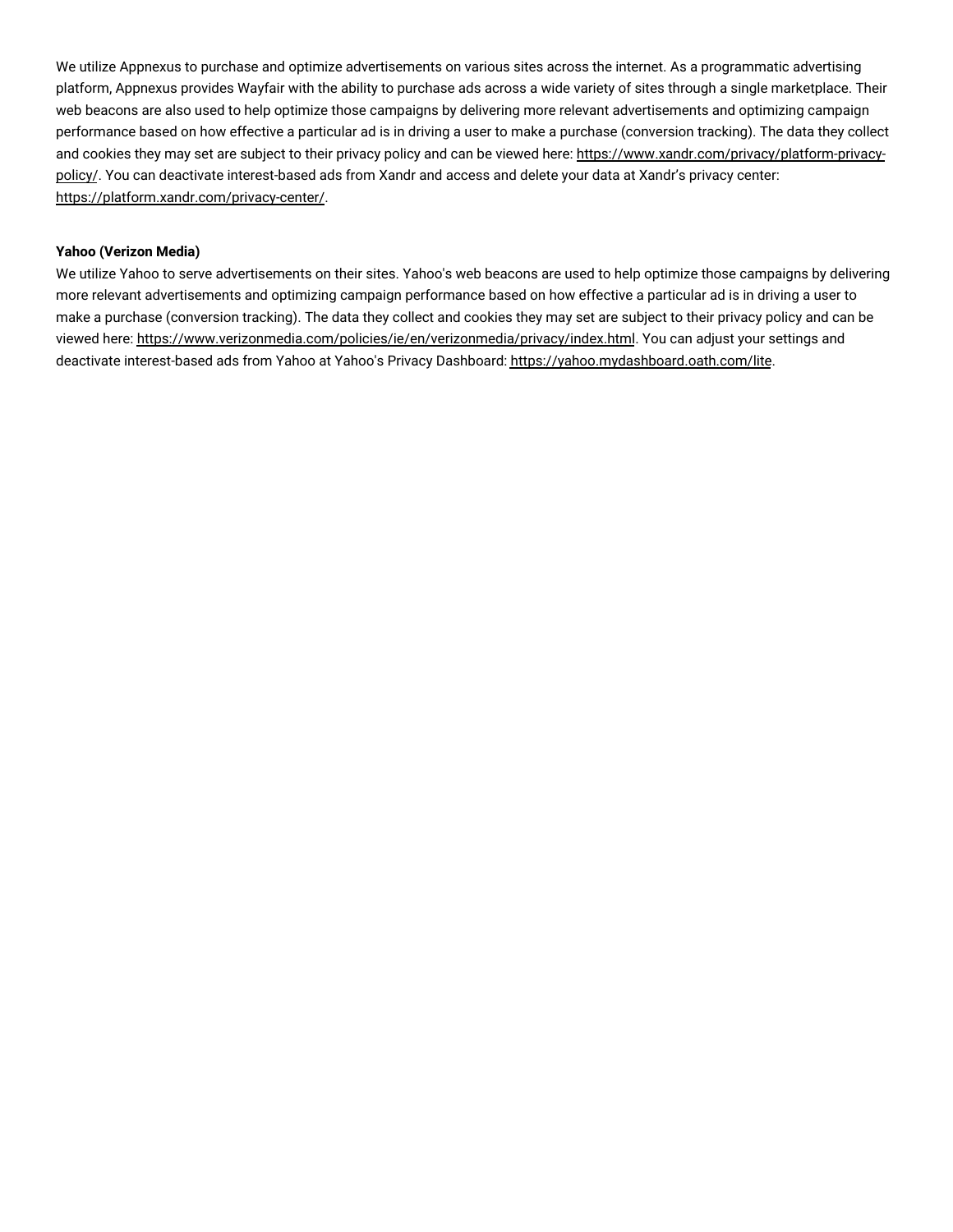We utilize Appnexus to purchase and optimize advertisements on various sites across the internet. As a programmatic advertising platform, Appnexus provides Wayfair with the ability to purchase ads across a wide variety of sites through a single marketplace. Their web beacons are also used to help optimize those campaigns by delivering more relevant advertisements and optimizing campaign performance based on how effective a particular ad is in driving a user to make a purchase (conversion tracking). The data they collect and cookies they may set are subject to their privacy policy and can be viewed here: https://www.xandr.com/privacy/platform-privacy-policy/. You can deactivate interest-based ads from Xandr and access and delete your data at Xandr's privacy center: https://platform.xandr.com/privacy-center/.

**Yahoo (Verizon Media)**

We utilize Yahoo to serve advertisements on their sites. Yahoo's web beacons are used to help optimize those campaigns by delivering more relevant advertisements and optimizing campaign performance based on how effective a particular ad is in driving a user to make a purchase (conversion tracking). The data they collect and cookies they may set are subject to their privacy policy and can be viewed here: https://www.verizonmedia.com/policies/ie/en/verizonmedia/privacy/index.html. You can adjust your settings and deactivate interest-based ads from Yahoo at Yahoo's Privacy Dashboard: https://yahoo.mydashboard.oath.com/lite.